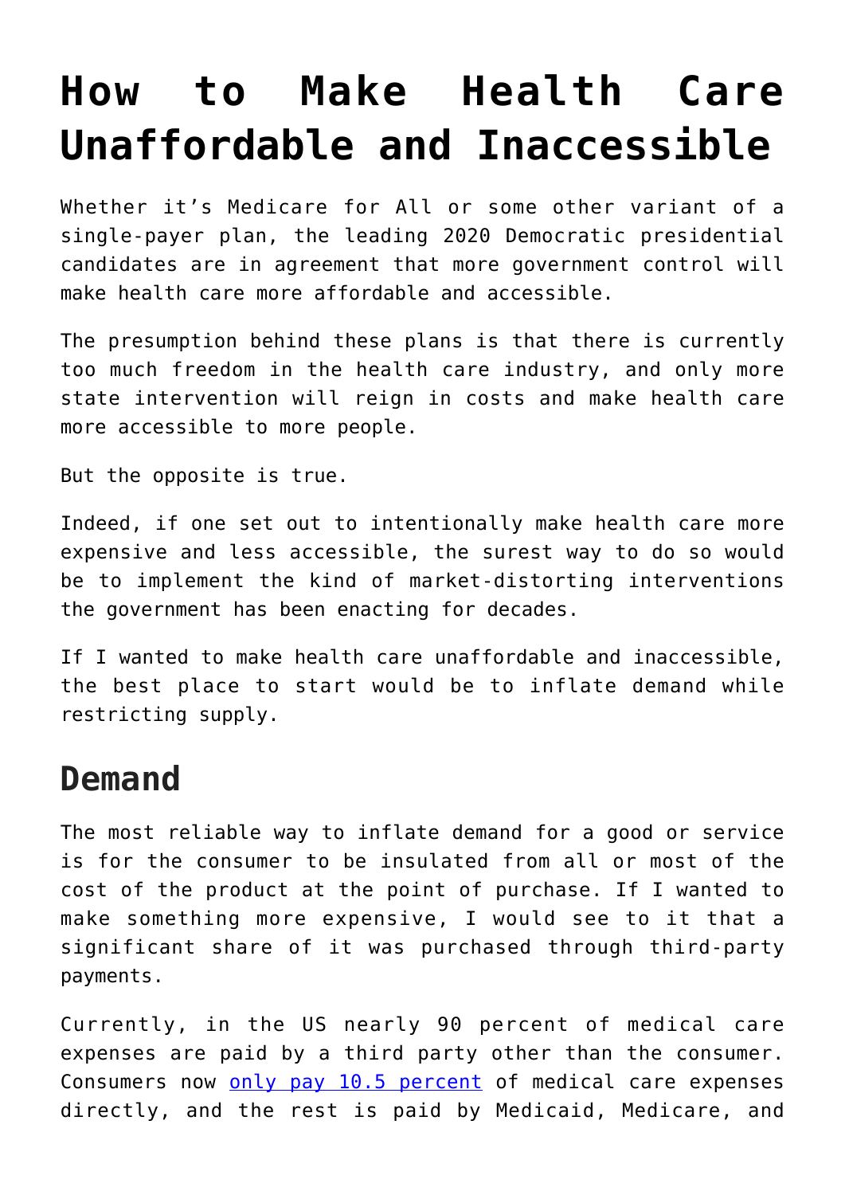# How to Make Health Care Unaffordable and Inaccessible

Whether it's Medicare for All or some other variant of a single-payer plan, the leading 2020 Democratic presidential candidates are in agreement that more government control will make health care more affordable and accessible.

The presumption behind these plans is that there is currently too much freedom in the health care industry, and only more state intervention will reign in costs and make health care more accessible to more people.

But the opposite is true.

Indeed, if one set out to intentionally make health care more expensive and less accessible, the surest way to do so would be to implement the kind of market-distorting interventions the government has been enacting for decades.

If I wanted to make health care unaffordable and inaccessible, the best place to start would be to inflate demand while restricting supply.

## Demand

The most reliable way to inflate demand for a good or service is for the consumer to be insulated from all or most of the cost of the product at the point of purchase. If I wanted to make something more expensive, I would see to it that a significant share of it was purchased through third-party payments.

Currently, in the US nearly 90 percent of medical care expenses are paid by a third party other than the consumer. Consumers now [only pay 10.5 percent] of medical care expenses directly, and the rest is paid by Medicaid, Medicare, and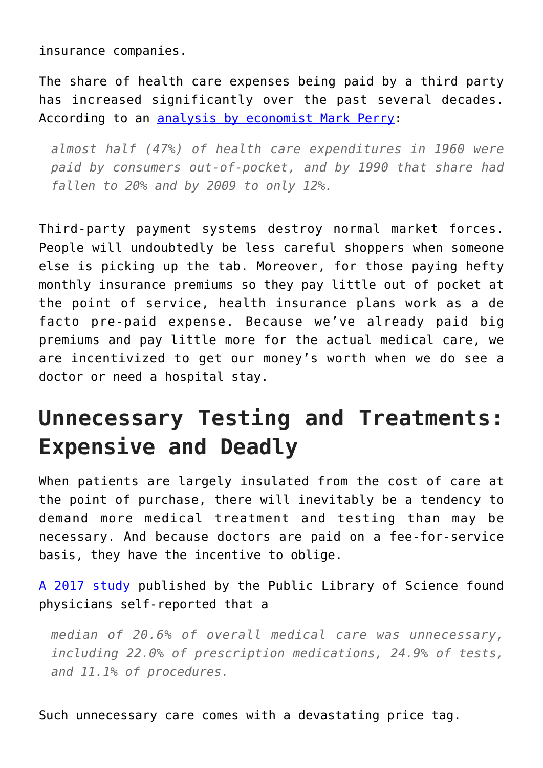insurance companies.

The share of health care expenses being paid by a third party has increased significantly over the past several decades. According to an [analysis by economist Mark Perry](#):

> *almost half (47%) of health care expenditures in 1960 were paid by consumers out-of-pocket, and by 1990 that share had fallen to 20% and by 2009 to only 12%.*

Third-party payment systems destroy normal market forces. People will undoubtedly be less careful shoppers when someone else is picking up the tab. Moreover, for those paying hefty monthly insurance premiums so they pay little out of pocket at the point of service, health insurance plans work as a de facto pre-paid expense. Because we've already paid big premiums and pay little more for the actual medical care, we are incentivized to get our money's worth when we do see a doctor or need a hospital stay.

## Unnecessary Testing and Treatments: Expensive and Deadly

When patients are largely insulated from the cost of care at the point of purchase, there will inevitably be a tendency to demand more medical treatment and testing than may be necessary. And because doctors are paid on a fee-for-service basis, they have the incentive to oblige.

[A 2017 study](#) published by the Public Library of Science found physicians self-reported that a

> *median of 20.6% of overall medical care was unnecessary, including 22.0% of prescription medications, 24.9% of tests, and 11.1% of procedures.*

Such unnecessary care comes with a devastating price tag.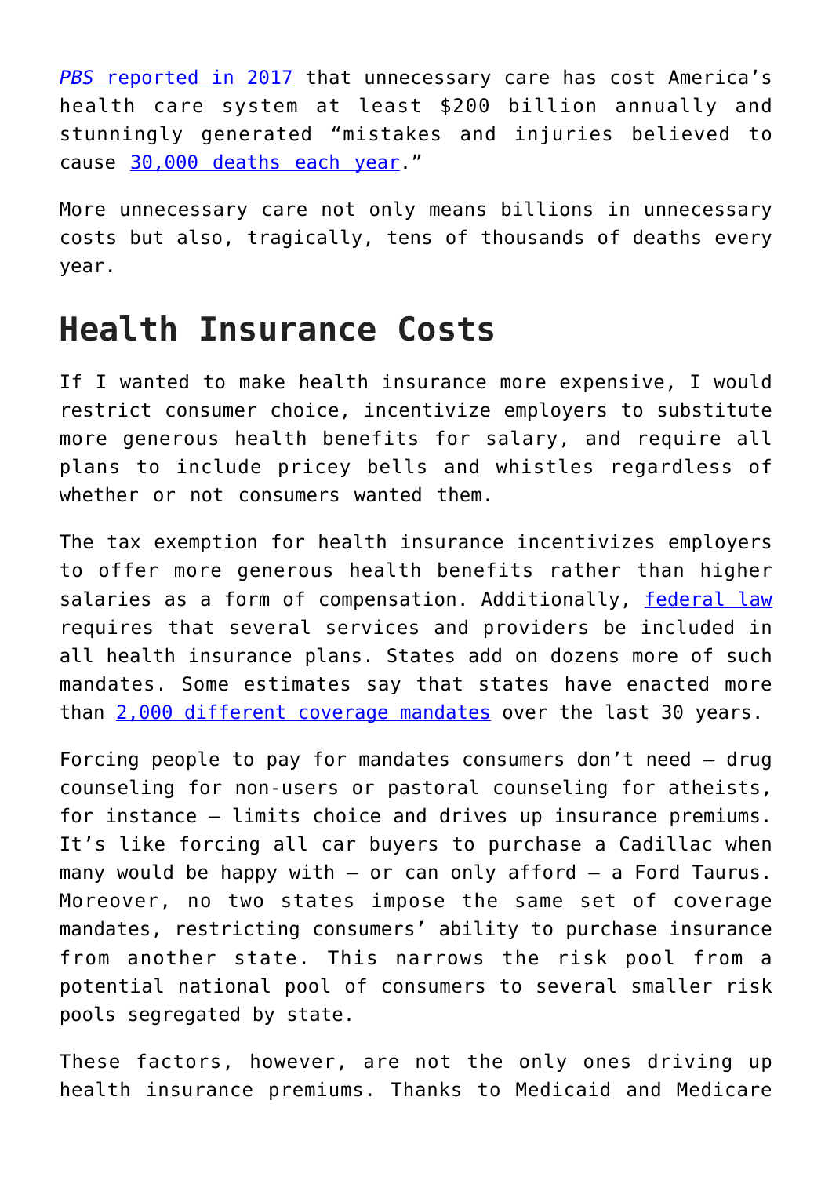*PBS* reported in 2017 that unnecessary care has cost America's health care system at least $200 billion annually and stunningly generated "mistakes and injuries believed to cause 30,000 deaths each year."

More unnecessary care not only means billions in unnecessary costs but also, tragically, tens of thousands of deaths every year.

## Health Insurance Costs

If I wanted to make health insurance more expensive, I would restrict consumer choice, incentivize employers to substitute more generous health benefits for salary, and require all plans to include pricey bells and whistles regardless of whether or not consumers wanted them.

The tax exemption for health insurance incentivizes employers to offer more generous health benefits rather than higher salaries as a form of compensation. Additionally, federal law requires that several services and providers be included in all health insurance plans. States add on dozens more of such mandates. Some estimates say that states have enacted more than 2,000 different coverage mandates over the last 30 years.

Forcing people to pay for mandates consumers don't need — drug counseling for non-users or pastoral counseling for atheists, for instance — limits choice and drives up insurance premiums. It's like forcing all car buyers to purchase a Cadillac when many would be happy with — or can only afford — a Ford Taurus. Moreover, no two states impose the same set of coverage mandates, restricting consumers' ability to purchase insurance from another state. This narrows the risk pool from a potential national pool of consumers to several smaller risk pools segregated by state.

These factors, however, are not the only ones driving up health insurance premiums. Thanks to Medicaid and Medicare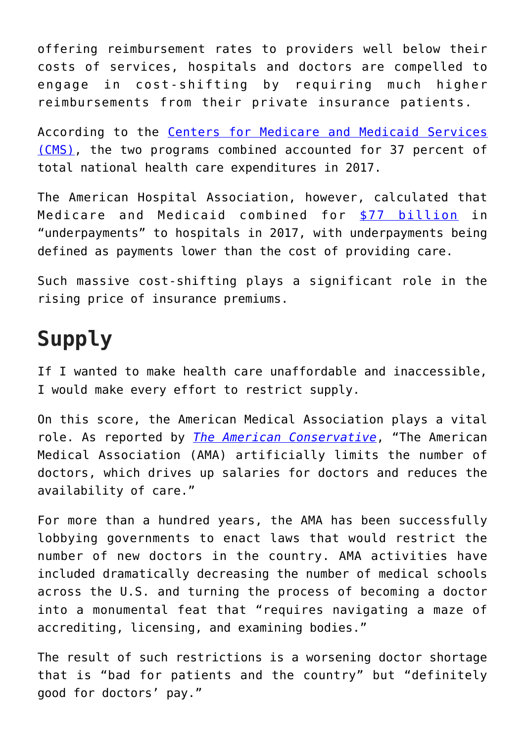offering reimbursement rates to providers well below their costs of services, hospitals and doctors are compelled to engage in cost-shifting by requiring much higher reimbursements from their private insurance patients.

According to the Centers for Medicare and Medicaid Services (CMS), the two programs combined accounted for 37 percent of total national health care expenditures in 2017.

The American Hospital Association, however, calculated that Medicare and Medicaid combined for $77 billion in “underpayments” to hospitals in 2017, with underpayments being defined as payments lower than the cost of providing care.

Such massive cost-shifting plays a significant role in the rising price of insurance premiums.

## Supply

If I wanted to make health care unaffordable and inaccessible, I would make every effort to restrict supply.

On this score, the American Medical Association plays a vital role. As reported by *The American Conservative*, “The American Medical Association (AMA) artificially limits the number of doctors, which drives up salaries for doctors and reduces the availability of care.”

For more than a hundred years, the AMA has been successfully lobbying governments to enact laws that would restrict the number of new doctors in the country. AMA activities have included dramatically decreasing the number of medical schools across the U.S. and turning the process of becoming a doctor into a monumental feat that “requires navigating a maze of accrediting, licensing, and examining bodies.”

The result of such restrictions is a worsening doctor shortage that is “bad for patients and the country” but “definitely good for doctors’ pay.”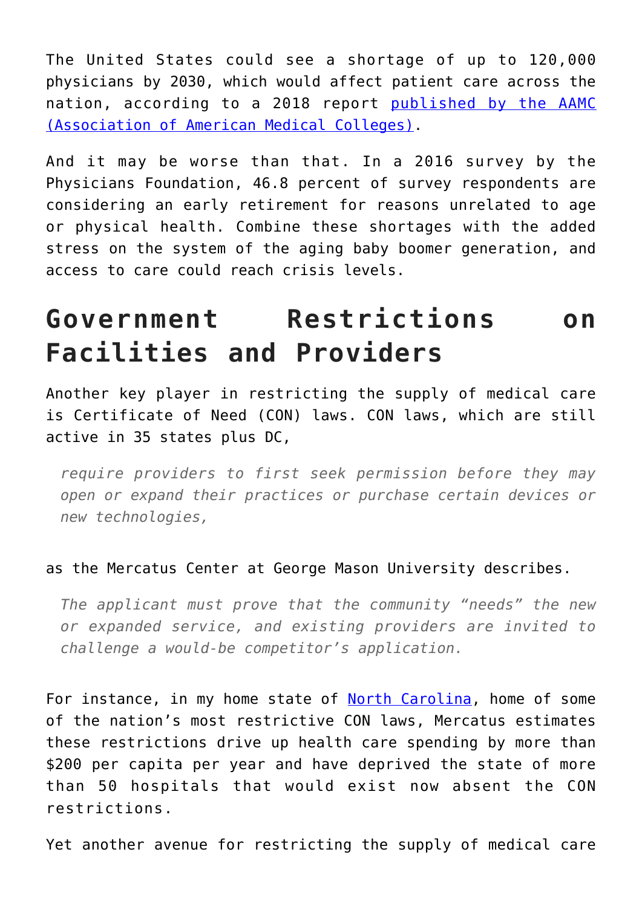The United States could see a shortage of up to 120,000 physicians by 2030, which would affect patient care across the nation, according to a 2018 report [published by the AAMC (Association of American Medical Colleges)](#).

And it may be worse than that. In a 2016 survey by the Physicians Foundation, 46.8 percent of survey respondents are considering an early retirement for reasons unrelated to age or physical health. Combine these shortages with the added stress on the system of the aging baby boomer generation, and access to care could reach crisis levels.

## Government Restrictions on Facilities and Providers

Another key player in restricting the supply of medical care is Certificate of Need (CON) laws. CON laws, which are still active in 35 states plus DC,

> *require providers to first seek permission before they may open or expand their practices or purchase certain devices or new technologies,*

as the Mercatus Center at George Mason University describes.

> *The applicant must prove that the community "needs" the new or expanded service, and existing providers are invited to challenge a would-be competitor's application.*

For instance, in my home state of [North Carolina](#), home of some of the nation's most restrictive CON laws, Mercatus estimates these restrictions drive up health care spending by more than $200 per capita per year and have deprived the state of more than 50 hospitals that would exist now absent the CON restrictions.

Yet another avenue for restricting the supply of medical care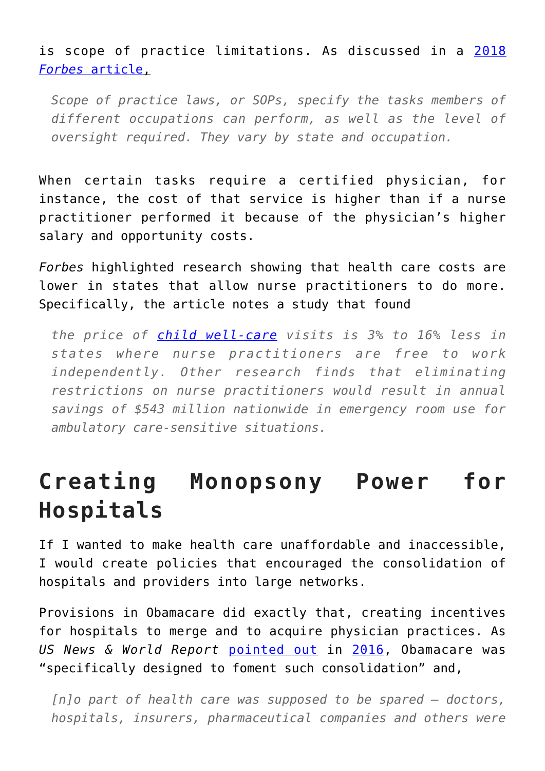is scope of practice limitations. As discussed in a [2018 *Forbes* article](),

> *Scope of practice laws, or SOPs, specify the tasks members of different occupations can perform, as well as the level of oversight required. They vary by state and occupation.*

When certain tasks require a certified physician, for instance, the cost of that service is higher than if a nurse practitioner performed it because of the physician's higher salary and opportunity costs.

*Forbes* highlighted research showing that health care costs are lower in states that allow nurse practitioners to do more. Specifically, the article notes a study that found

> *the price of child well-care visits is 3% to 16% less in states where nurse practitioners are free to work independently. Other research finds that eliminating restrictions on nurse practitioners would result in annual savings of $543 million nationwide in emergency room use for ambulatory care-sensitive situations.*

## Creating Monopsony Power for Hospitals

If I wanted to make health care unaffordable and inaccessible, I would create policies that encouraged the consolidation of hospitals and providers into large networks.

Provisions in Obamacare did exactly that, creating incentives for hospitals to merge and to acquire physician practices. As *US News & World Report* pointed out in 2016, Obamacare was "specifically designed to foment such consolidation" and,

> *[n]o part of health care was supposed to be spared — doctors, hospitals, insurers, pharmaceutical companies and others were*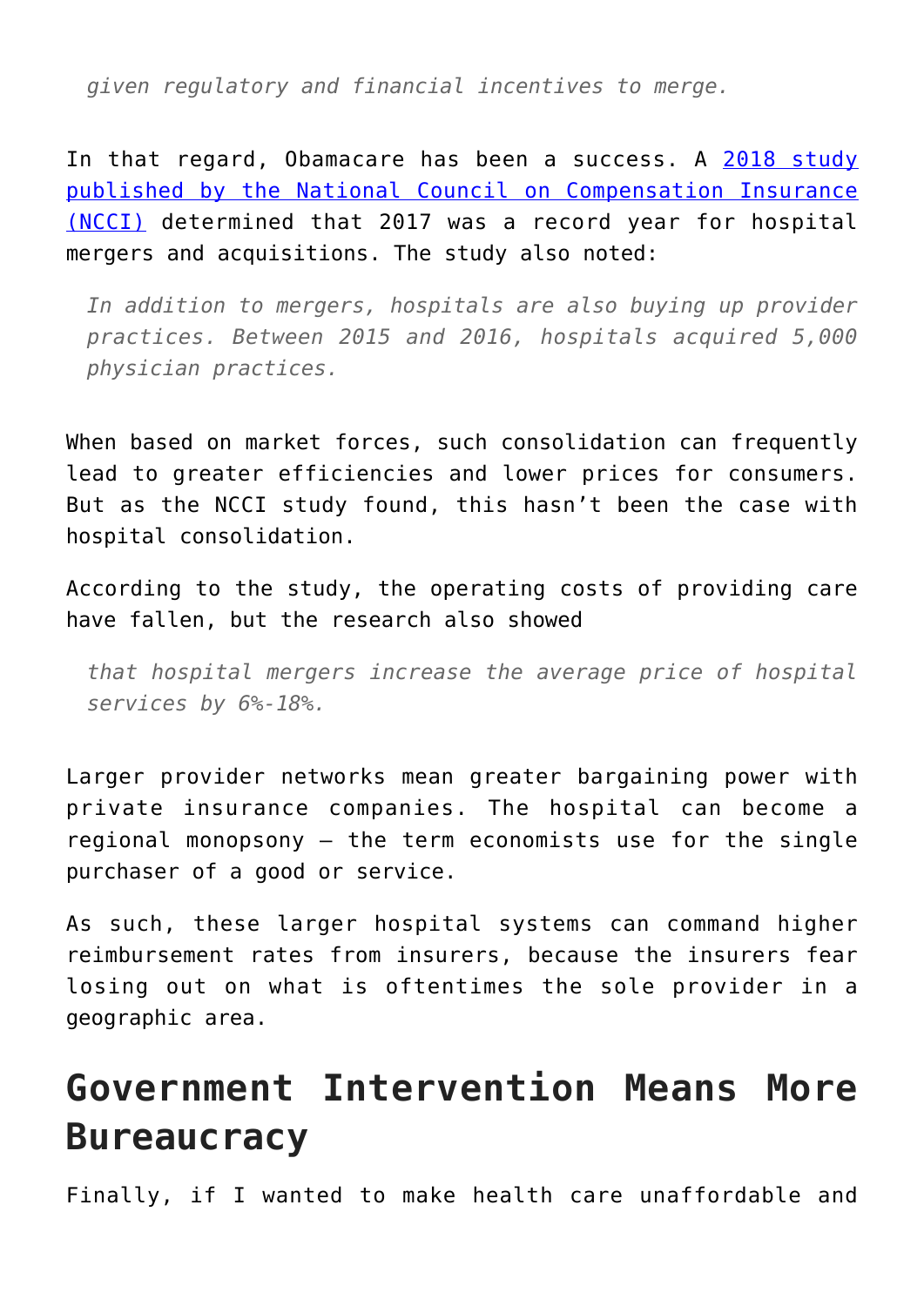> *given regulatory and financial incentives to merge.*

In that regard, Obamacare has been a success. A [2018 study published by the National Council on Compensation Insurance (NCCI)](#) determined that 2017 was a record year for hospital mergers and acquisitions. The study also noted:

> *In addition to mergers, hospitals are also buying up provider practices. Between 2015 and 2016, hospitals acquired 5,000 physician practices.*

When based on market forces, such consolidation can frequently lead to greater efficiencies and lower prices for consumers. But as the NCCI study found, this hasn't been the case with hospital consolidation.

According to the study, the operating costs of providing care have fallen, but the research also showed

> *that hospital mergers increase the average price of hospital services by 6%-18%.*

Larger provider networks mean greater bargaining power with private insurance companies. The hospital can become a regional monopsony – the term economists use for the single purchaser of a good or service.

As such, these larger hospital systems can command higher reimbursement rates from insurers, because the insurers fear losing out on what is oftentimes the sole provider in a geographic area.

## Government Intervention Means More Bureaucracy

Finally, if I wanted to make health care unaffordable and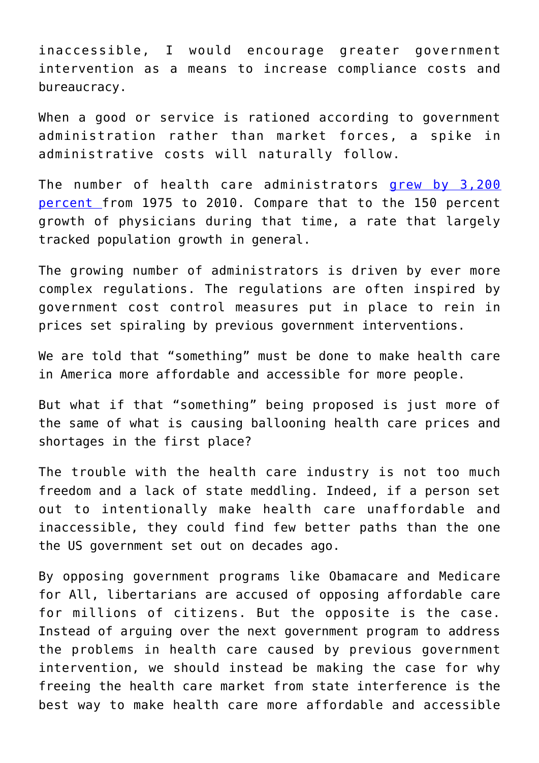inaccessible, I would encourage greater government intervention as a means to increase compliance costs and bureaucracy.

When a good or service is rationed according to government administration rather than market forces, a spike in administrative costs will naturally follow.

The number of health care administrators [grew by 3,200 percent](#) from 1975 to 2010. Compare that to the 150 percent growth of physicians during that time, a rate that largely tracked population growth in general.

The growing number of administrators is driven by ever more complex regulations. The regulations are often inspired by government cost control measures put in place to rein in prices set spiraling by previous government interventions.

We are told that "something" must be done to make health care in America more affordable and accessible for more people.

But what if that "something" being proposed is just more of the same of what is causing ballooning health care prices and shortages in the first place?

The trouble with the health care industry is not too much freedom and a lack of state meddling. Indeed, if a person set out to intentionally make health care unaffordable and inaccessible, they could find few better paths than the one the US government set out on decades ago.

By opposing government programs like Obamacare and Medicare for All, libertarians are accused of opposing affordable care for millions of citizens. But the opposite is the case. Instead of arguing over the next government program to address the problems in health care caused by previous government intervention, we should instead be making the case for why freeing the health care market from state interference is the best way to make health care more affordable and accessible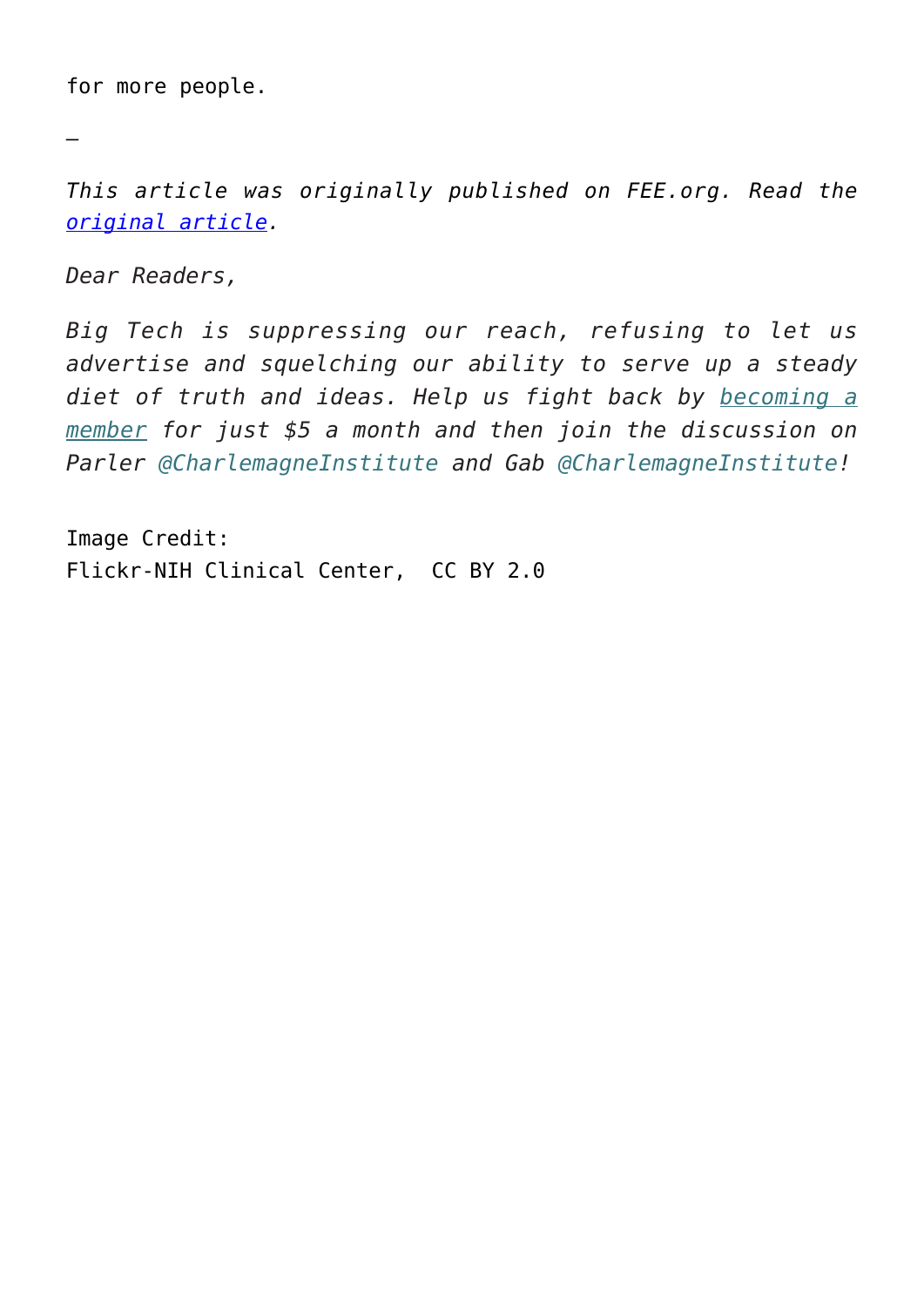for more people.

—

*This article was originally published on FEE.org. Read the original article.*

*Dear Readers,*

*Big Tech is suppressing our reach, refusing to let us advertise and squelching our ability to serve up a steady diet of truth and ideas. Help us fight back by becoming a member for just $5 a month and then join the discussion on Parler @CharlemagneInstitute and Gab @CharlemagneInstitute!*

Image Credit:
Flickr-NIH Clinical Center, CC BY 2.0